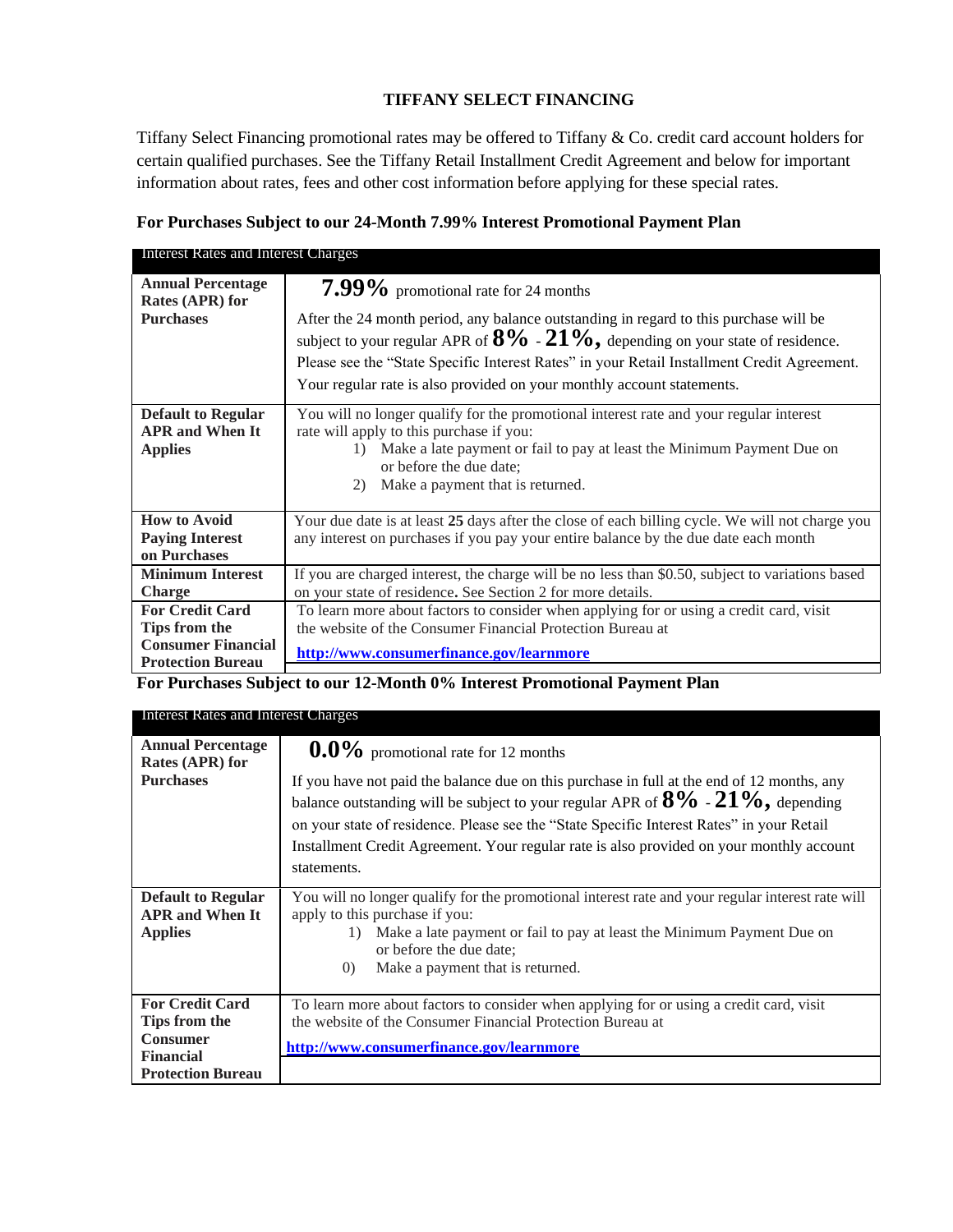# TIFFANY SELECT FINANCING

Tiffany Select Financing promotional rates may be offered to Tiffany & Co. credit card account holders for certain qualified purchases. See the Tiffany Retail Installment Credit Agreement and below for important information about rates, fees and other cost information before applying for these special rates.

**For Purchases Subject to our 24-Month 7.99% Interest Promotional Payment Plan**

| Interest Rates and Interest Charges | |
|---|---|
| **Annual Percentage Rates (APR) for Purchases** | **7.99%** promotional rate for 24 months<br><br>After the 24 month period, any balance outstanding in regard to this purchase will be subject to your regular APR of **8%** - **21%,** depending on your state of residence. Please see the "State Specific Interest Rates" in your Retail Installment Credit Agreement. Your regular rate is also provided on your monthly account statements. |
| **Default to Regular APR and When It Applies** | You will no longer qualify for the promotional interest rate and your regular interest rate will apply to this purchase if you:<br>1) Make a late payment or fail to pay at least the Minimum Payment Due on or before the due date;<br>2) Make a payment that is returned. |
| **How to Avoid Paying Interest on Purchases** | Your due date is at least **25** days after the close of each billing cycle. We will not charge you any interest on purchases if you pay your entire balance by the due date each month |
| **Minimum Interest Charge** | If you are charged interest, the charge will be no less than $0.50, subject to variations based on your state of residence**.** See Section 2 for more details. |
| **For Credit Card Tips from the Consumer Financial Protection Bureau** | To learn more about factors to consider when applying for or using a credit card, visit the website of the Consumer Financial Protection Bureau at<br>**http://www.consumerfinance.gov/learnmore** |

**For Purchases Subject to our 12-Month 0% Interest Promotional Payment Plan**

| Interest Rates and Interest Charges | |
|---|---|
| **Annual Percentage Rates (APR) for Purchases** | **0.0%** promotional rate for 12 months<br><br>If you have not paid the balance due on this purchase in full at the end of 12 months, any balance outstanding will be subject to your regular APR of **8%** - **21%,** depending on your state of residence. Please see the "State Specific Interest Rates" in your Retail Installment Credit Agreement. Your regular rate is also provided on your monthly account statements. |
| **Default to Regular APR and When It Applies** | You will no longer qualify for the promotional interest rate and your regular interest rate will apply to this purchase if you:<br>1) Make a late payment or fail to pay at least the Minimum Payment Due on or before the due date;<br>0) Make a payment that is returned. |
| **For Credit Card Tips from the Consumer Financial Protection Bureau** | To learn more about factors to consider when applying for or using a credit card, visit the website of the Consumer Financial Protection Bureau at<br>**http://www.consumerfinance.gov/learnmore** |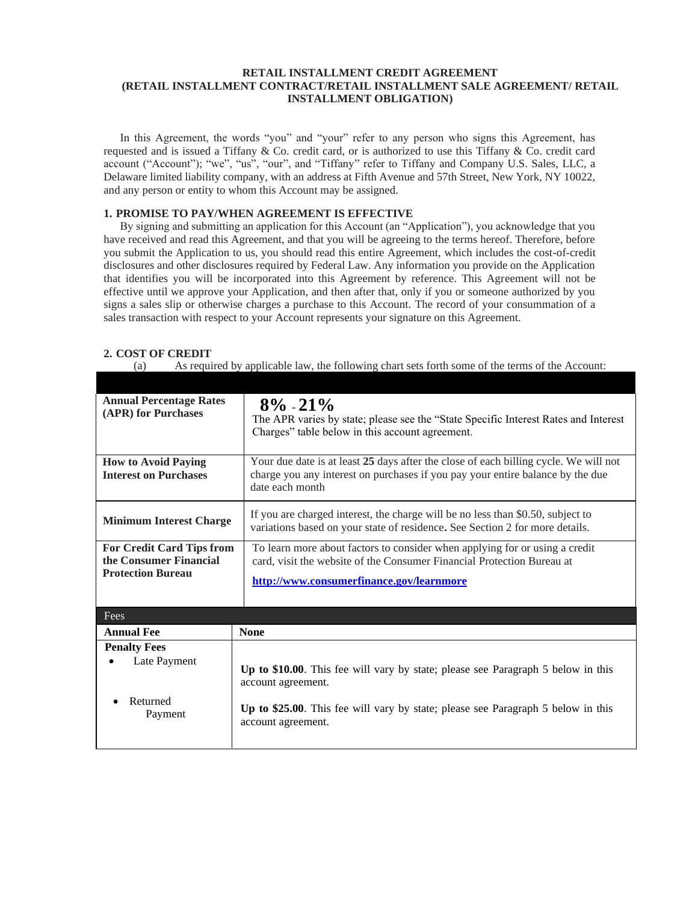**RETAIL INSTALLMENT CREDIT AGREEMENT**
**(RETAIL INSTALLMENT CONTRACT/RETAIL INSTALLMENT SALE AGREEMENT/ RETAIL INSTALLMENT OBLIGATION)**

In this Agreement, the words "you" and "your" refer to any person who signs this Agreement, has requested and is issued a Tiffany & Co. credit card, or is authorized to use this Tiffany & Co. credit card account ("Account"); "we", "us", "our", and "Tiffany" refer to Tiffany and Company U.S. Sales, LLC, a Delaware limited liability company, with an address at Fifth Avenue and 57th Street, New York, NY 10022, and any person or entity to whom this Account may be assigned.

### 1. PROMISE TO PAY/WHEN AGREEMENT IS EFFECTIVE

By signing and submitting an application for this Account (an "Application"), you acknowledge that you have received and read this Agreement, and that you will be agreeing to the terms hereof. Therefore, before you submit the Application to us, you should read this entire Agreement, which includes the cost-of-credit disclosures and other disclosures required by Federal Law. Any information you provide on the Application that identifies you will be incorporated into this Agreement by reference. This Agreement will not be effective until we approve your Application, and then after that, only if you or someone authorized by you signs a sales slip or otherwise charges a purchase to this Account. The record of your consummation of a sales transaction with respect to your Account represents your signature on this Agreement.

### 2. COST OF CREDIT

(a) As required by applicable law, the following chart sets forth some of the terms of the Account:

| | |
|---|---|
| **Annual Percentage Rates (APR) for Purchases** | **8% - 21%**<br>The APR varies by state; please see the "State Specific Interest Rates and Interest Charges" table below in this account agreement. |
| **How to Avoid Paying Interest on Purchases** | Your due date is at least **25** days after the close of each billing cycle. We will not charge you any interest on purchases if you pay your entire balance by the due date each month |
| **Minimum Interest Charge** | If you are charged interest, the charge will be no less than $0.50, subject to variations based on your state of residence**.** See Section 2 for more details. |
| **For Credit Card Tips from the Consumer Financial Protection Bureau** | To learn more about factors to consider when applying for or using a credit card, visit the website of the Consumer Financial Protection Bureau at<br>**http://www.consumerfinance.gov/learnmore** |
| Fees | |
| **Annual Fee** | **None** |
| **Penalty Fees**<br>• Late Payment<br>• Returned Payment | **Up to $10.00**. This fee will vary by state; please see Paragraph 5 below in this account agreement.<br>**Up to $25.00**. This fee will vary by state; please see Paragraph 5 below in this account agreement. |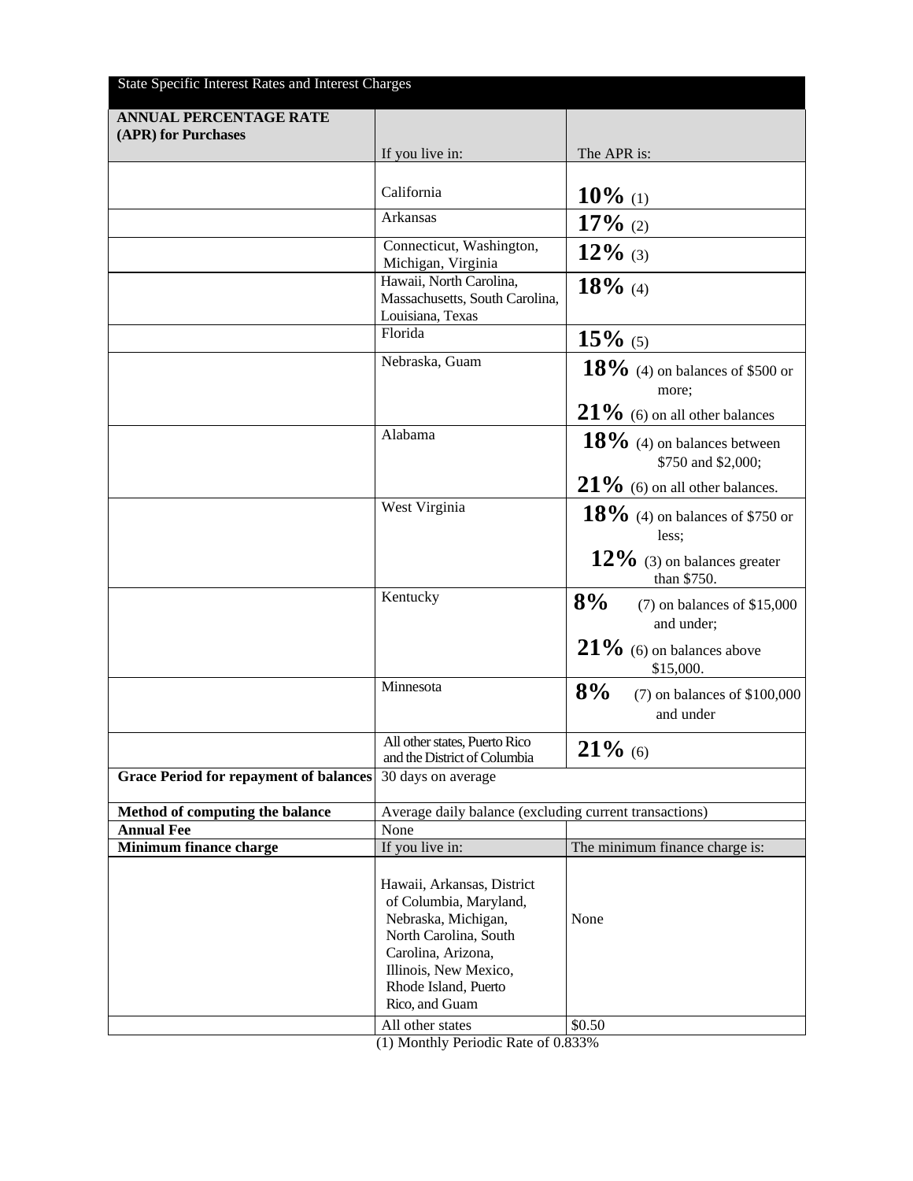| State Specific Interest Rates and Interest Charges | | |
|---|---|---|
| **ANNUAL PERCENTAGE RATE (APR) for Purchases** | If you live in: | The APR is: |
| | California | **10%** (1) |
| | Arkansas | **17%** (2) |
| | Connecticut, Washington, Michigan, Virginia | **12%** (3) |
| | Hawaii, North Carolina, Massachusetts, South Carolina, Louisiana, Texas | **18%** (4) |
| | Florida | **15%** (5) |
| | Nebraska, Guam | **18%** (4) on balances of $500 or more; **21%** (6) on all other balances |
| | Alabama | **18%** (4) on balances between $750 and $2,000; **21%** (6) on all other balances. |
| | West Virginia | **18%** (4) on balances of $750 or less; **12%** (3) on balances greater than $750. |
| | Kentucky | **8%** (7) on balances of $15,000 and under; **21%** (6) on balances above $15,000. |
| | Minnesota | **8%** (7) on balances of $100,000 and under |
| | All other states, Puerto Rico and the District of Columbia | **21%** (6) |
| **Grace Period for repayment of balances** | 30 days on average | |
| **Method of computing the balance** | Average daily balance (excluding current transactions) | |
| **Annual Fee** | None | |
| **Minimum finance charge** | If you live in: | The minimum finance charge is: |
| | Hawaii, Arkansas, District of Columbia, Maryland, Nebraska, Michigan, North Carolina, South Carolina, Arizona, Illinois, New Mexico, Rhode Island, Puerto Rico, and Guam | None |
| | All other states | $0.50 |

(1) Monthly Periodic Rate of 0.833%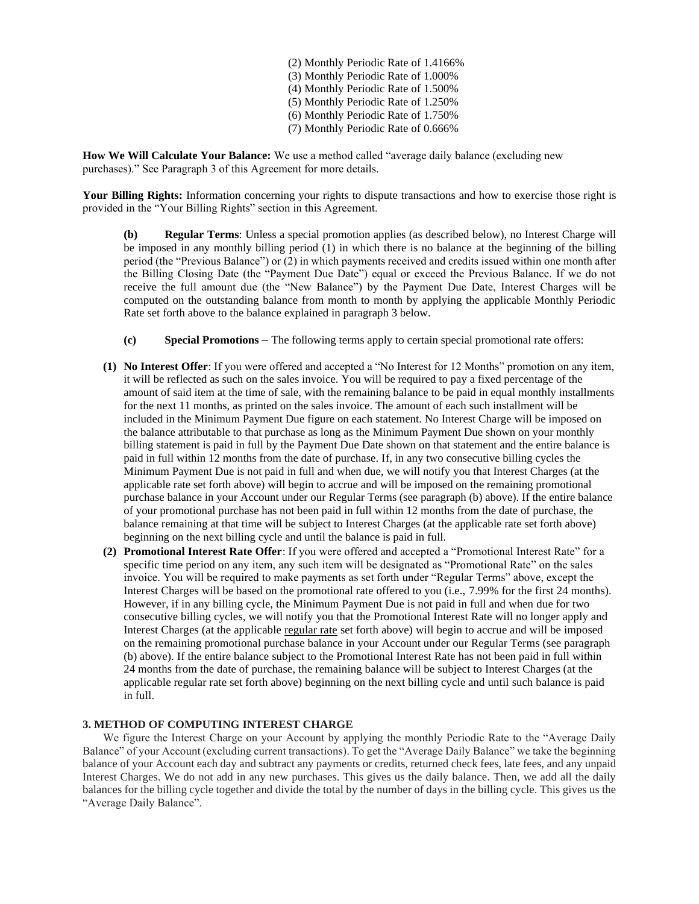(2) Monthly Periodic Rate of 1.4166%
(3) Monthly Periodic Rate of 1.000%
(4) Monthly Periodic Rate of 1.500%
(5) Monthly Periodic Rate of 1.250%
(6) Monthly Periodic Rate of 1.750%
(7) Monthly Periodic Rate of 0.666%

**How We Will Calculate Your Balance:** We use a method called "average daily balance (excluding new purchases)." See Paragraph 3 of this Agreement for more details.

**Your Billing Rights:** Information concerning your rights to dispute transactions and how to exercise those right is provided in the "Your Billing Rights" section in this Agreement.

**(b) Regular Terms**: Unless a special promotion applies (as described below), no Interest Charge will be imposed in any monthly billing period (1) in which there is no balance at the beginning of the billing period (the "Previous Balance") or (2) in which payments received and credits issued within one month after the Billing Closing Date (the "Payment Due Date") equal or exceed the Previous Balance. If we do not receive the full amount due (the "New Balance") by the Payment Due Date, Interest Charges will be computed on the outstanding balance from month to month by applying the applicable Monthly Periodic Rate set forth above to the balance explained in paragraph 3 below.

**(c) Special Promotions –** The following terms apply to certain special promotional rate offers:

**(1) No Interest Offer**: If you were offered and accepted a "No Interest for 12 Months" promotion on any item, it will be reflected as such on the sales invoice. You will be required to pay a fixed percentage of the amount of said item at the time of sale, with the remaining balance to be paid in equal monthly installments for the next 11 months, as printed on the sales invoice. The amount of each such installment will be included in the Minimum Payment Due figure on each statement. No Interest Charge will be imposed on the balance attributable to that purchase as long as the Minimum Payment Due shown on your monthly billing statement is paid in full by the Payment Due Date shown on that statement and the entire balance is paid in full within 12 months from the date of purchase. If, in any two consecutive billing cycles the Minimum Payment Due is not paid in full and when due, we will notify you that Interest Charges (at the applicable rate set forth above) will begin to accrue and will be imposed on the remaining promotional purchase balance in your Account under our Regular Terms (see paragraph (b) above). If the entire balance of your promotional purchase has not been paid in full within 12 months from the date of purchase, the balance remaining at that time will be subject to Interest Charges (at the applicable rate set forth above) beginning on the next billing cycle and until the balance is paid in full.

**(2) Promotional Interest Rate Offer**: If you were offered and accepted a "Promotional Interest Rate" for a specific time period on any item, any such item will be designated as "Promotional Rate" on the sales invoice. You will be required to make payments as set forth under "Regular Terms" above, except the Interest Charges will be based on the promotional rate offered to you (i.e., 7.99% for the first 24 months). However, if in any billing cycle, the Minimum Payment Due is not paid in full and when due for two consecutive billing cycles, we will notify you that the Promotional Interest Rate will no longer apply and Interest Charges (at the applicable regular rate set forth above) will begin to accrue and will be imposed on the remaining promotional purchase balance in your Account under our Regular Terms (see paragraph (b) above). If the entire balance subject to the Promotional Interest Rate has not been paid in full within 24 months from the date of purchase, the remaining balance will be subject to Interest Charges (at the applicable regular rate set forth above) beginning on the next billing cycle and until such balance is paid in full.

**3. METHOD OF COMPUTING INTEREST CHARGE**

We figure the Interest Charge on your Account by applying the monthly Periodic Rate to the "Average Daily Balance" of your Account (excluding current transactions). To get the "Average Daily Balance" we take the beginning balance of your Account each day and subtract any payments or credits, returned check fees, late fees, and any unpaid Interest Charges. We do not add in any new purchases. This gives us the daily balance. Then, we add all the daily balances for the billing cycle together and divide the total by the number of days in the billing cycle. This gives us the "Average Daily Balance".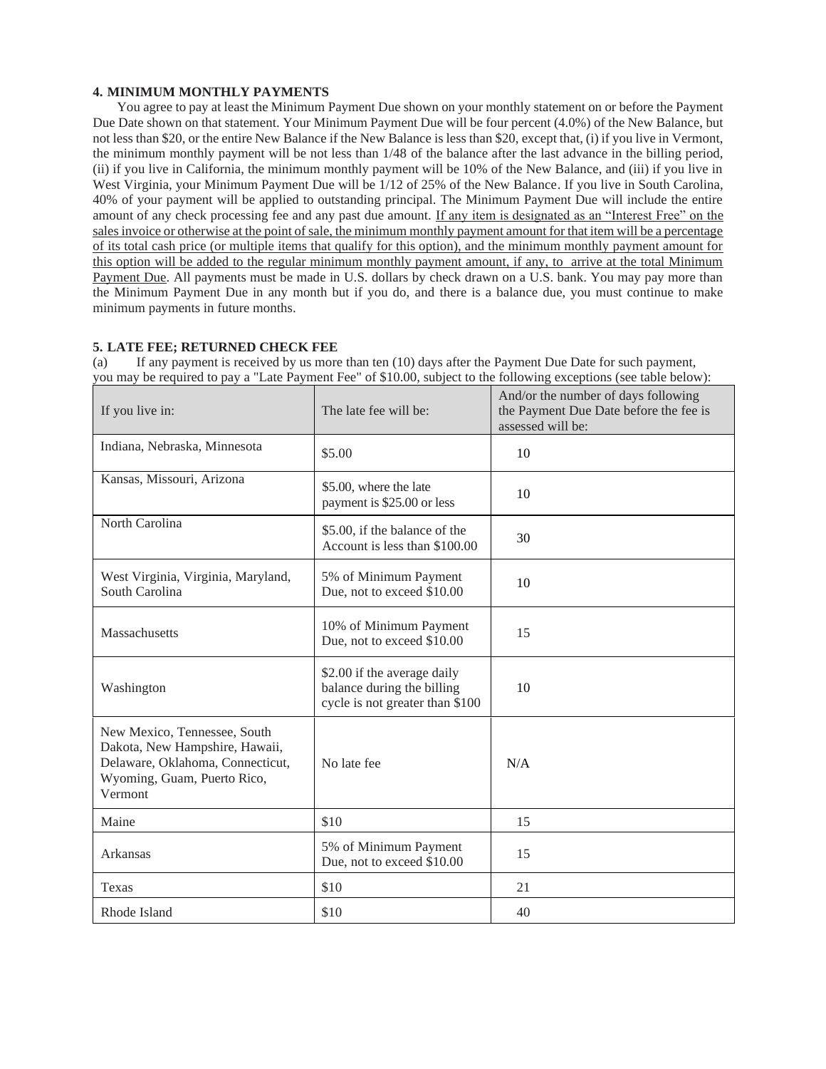**4. MINIMUM MONTHLY PAYMENTS**

You agree to pay at least the Minimum Payment Due shown on your monthly statement on or before the Payment Due Date shown on that statement. Your Minimum Payment Due will be four percent (4.0%) of the New Balance, but not less than $20, or the entire New Balance if the New Balance is less than $20, except that, (i) if you live in Vermont, the minimum monthly payment will be not less than 1/48 of the balance after the last advance in the billing period, (ii) if you live in California, the minimum monthly payment will be 10% of the New Balance, and (iii) if you live in West Virginia, your Minimum Payment Due will be 1/12 of 25% of the New Balance. If you live in South Carolina, 40% of your payment will be applied to outstanding principal. The Minimum Payment Due will include the entire amount of any check processing fee and any past due amount. <u>If any item is designated as an "Interest Free" on the sales invoice or otherwise at the point of sale, the minimum monthly payment amount for that item will be a percentage of its total cash price (or multiple items that qualify for this option), and the minimum monthly payment amount for this option will be added to the regular minimum monthly payment amount, if any, to arrive at the total Minimum Payment Due</u>. All payments must be made in U.S. dollars by check drawn on a U.S. bank. You may pay more than the Minimum Payment Due in any month but if you do, and there is a balance due, you must continue to make minimum payments in future months.

**5. LATE FEE; RETURNED CHECK FEE**

(a) If any payment is received by us more than ten (10) days after the Payment Due Date for such payment, you may be required to pay a "Late Payment Fee" of $10.00, subject to the following exceptions (see table below):

| If you live in: | The late fee will be: | And/or the number of days following the Payment Due Date before the fee is assessed will be: |
|---|---|---|
| Indiana, Nebraska, Minnesota | $5.00 | 10 |
| Kansas, Missouri, Arizona | $5.00, where the late payment is $25.00 or less | 10 |
| North Carolina | $5.00, if the balance of the Account is less than $100.00 | 30 |
| West Virginia, Virginia, Maryland, South Carolina | 5% of Minimum Payment Due, not to exceed $10.00 | 10 |
| Massachusetts | 10% of Minimum Payment Due, not to exceed $10.00 | 15 |
| Washington | $2.00 if the average daily balance during the billing cycle is not greater than $100 | 10 |
| New Mexico, Tennessee, South Dakota, New Hampshire, Hawaii, Delaware, Oklahoma, Connecticut, Wyoming, Guam, Puerto Rico, Vermont | No late fee | N/A |
| Maine | $10 | 15 |
| Arkansas | 5% of Minimum Payment Due, not to exceed $10.00 | 15 |
| Texas | $10 | 21 |
| Rhode Island | $10 | 40 |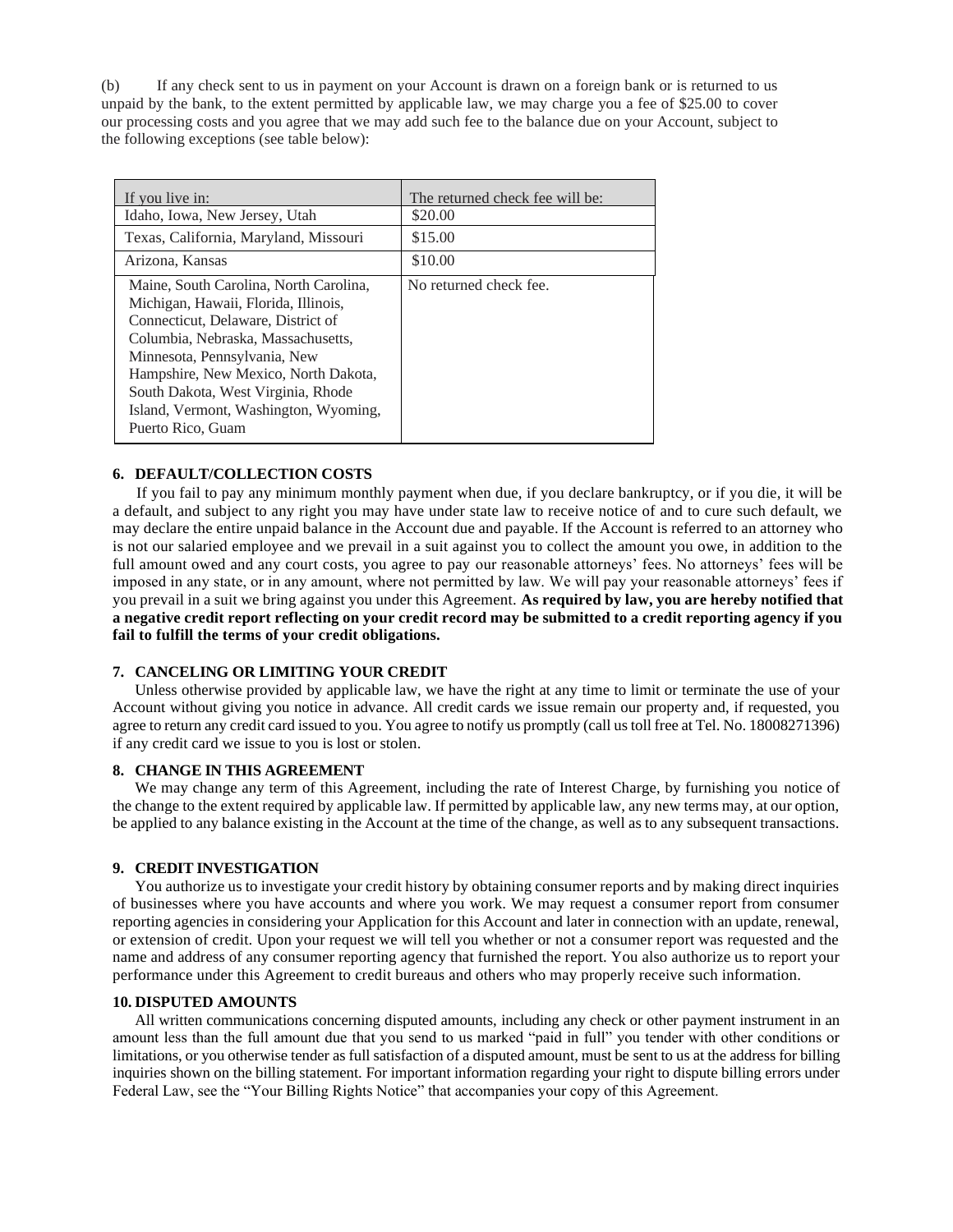(b) If any check sent to us in payment on your Account is drawn on a foreign bank or is returned to us unpaid by the bank, to the extent permitted by applicable law, we may charge you a fee of $25.00 to cover our processing costs and you agree that we may add such fee to the balance due on your Account, subject to the following exceptions (see table below):

| If you live in: | The returned check fee will be: |
|---|---|
| Idaho, Iowa, New Jersey, Utah | $20.00 |
| Texas, California, Maryland, Missouri | $15.00 |
| Arizona, Kansas | $10.00 |
| Maine, South Carolina, North Carolina, Michigan, Hawaii, Florida, Illinois, Connecticut, Delaware, District of Columbia, Nebraska, Massachusetts, Minnesota, Pennsylvania, New Hampshire, New Mexico, North Dakota, South Dakota, West Virginia, Rhode Island, Vermont, Washington, Wyoming, Puerto Rico, Guam | No returned check fee. |

## 6. DEFAULT/COLLECTION COSTS

If you fail to pay any minimum monthly payment when due, if you declare bankruptcy, or if you die, it will be a default, and subject to any right you may have under state law to receive notice of and to cure such default, we may declare the entire unpaid balance in the Account due and payable. If the Account is referred to an attorney who is not our salaried employee and we prevail in a suit against you to collect the amount you owe, in addition to the full amount owed and any court costs, you agree to pay our reasonable attorneys' fees. No attorneys' fees will be imposed in any state, or in any amount, where not permitted by law. We will pay your reasonable attorneys' fees if you prevail in a suit we bring against you under this Agreement. **As required by law, you are hereby notified that a negative credit report reflecting on your credit record may be submitted to a credit reporting agency if you fail to fulfill the terms of your credit obligations.**

## 7. CANCELING OR LIMITING YOUR CREDIT

Unless otherwise provided by applicable law, we have the right at any time to limit or terminate the use of your Account without giving you notice in advance. All credit cards we issue remain our property and, if requested, you agree to return any credit card issued to you. You agree to notify us promptly (call us toll free at Tel. No. 18008271396) if any credit card we issue to you is lost or stolen.

## 8. CHANGE IN THIS AGREEMENT

We may change any term of this Agreement, including the rate of Interest Charge, by furnishing you notice of the change to the extent required by applicable law. If permitted by applicable law, any new terms may, at our option, be applied to any balance existing in the Account at the time of the change, as well as to any subsequent transactions.

## 9. CREDIT INVESTIGATION

You authorize us to investigate your credit history by obtaining consumer reports and by making direct inquiries of businesses where you have accounts and where you work. We may request a consumer report from consumer reporting agencies in considering your Application for this Account and later in connection with an update, renewal, or extension of credit. Upon your request we will tell you whether or not a consumer report was requested and the name and address of any consumer reporting agency that furnished the report. You also authorize us to report your performance under this Agreement to credit bureaus and others who may properly receive such information.

## 10. DISPUTED AMOUNTS

All written communications concerning disputed amounts, including any check or other payment instrument in an amount less than the full amount due that you send to us marked "paid in full" you tender with other conditions or limitations, or you otherwise tender as full satisfaction of a disputed amount, must be sent to us at the address for billing inquiries shown on the billing statement. For important information regarding your right to dispute billing errors under Federal Law, see the "Your Billing Rights Notice" that accompanies your copy of this Agreement.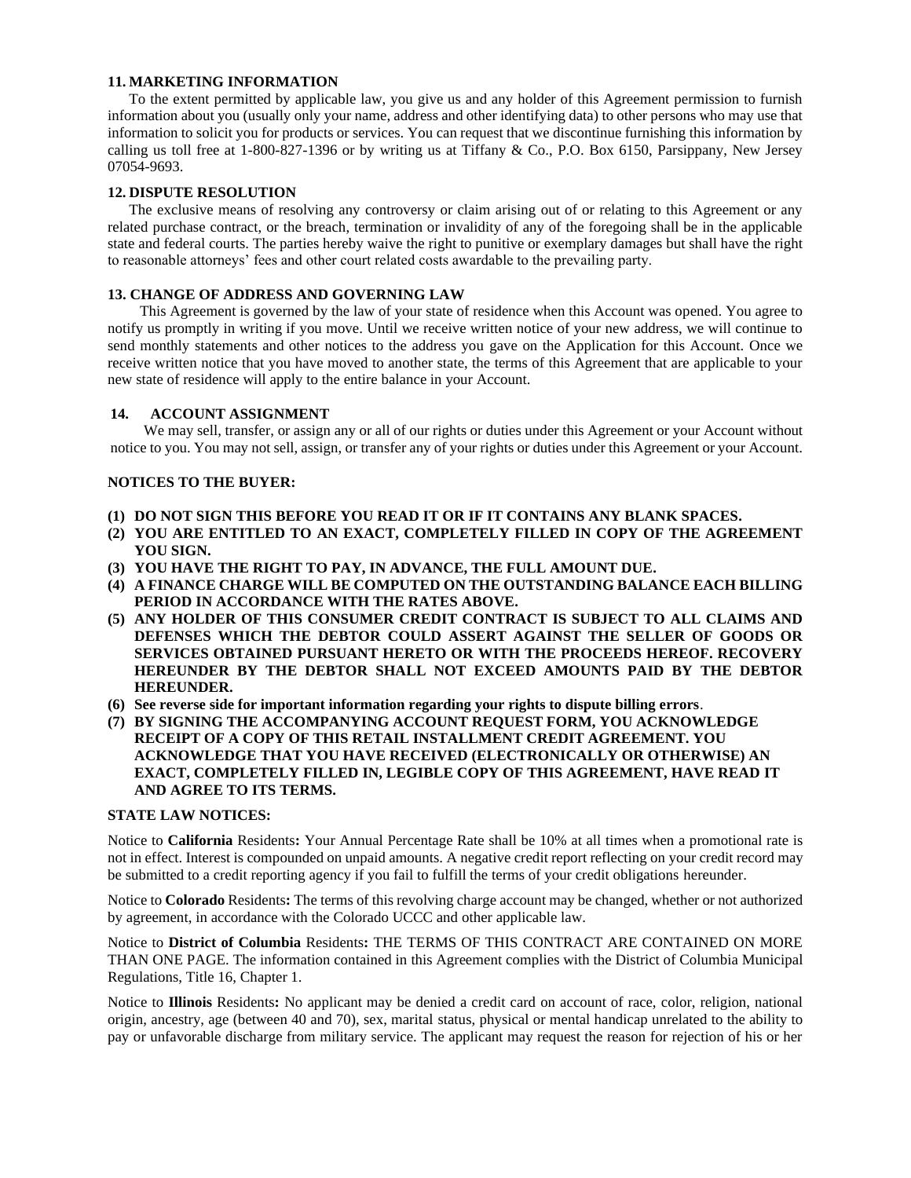**11. MARKETING INFORMATION**

To the extent permitted by applicable law, you give us and any holder of this Agreement permission to furnish information about you (usually only your name, address and other identifying data) to other persons who may use that information to solicit you for products or services. You can request that we discontinue furnishing this information by calling us toll free at 1-800-827-1396 or by writing us at Tiffany & Co., P.O. Box 6150, Parsippany, New Jersey 07054-9693.

**12. DISPUTE RESOLUTION**

The exclusive means of resolving any controversy or claim arising out of or relating to this Agreement or any related purchase contract, or the breach, termination or invalidity of any of the foregoing shall be in the applicable state and federal courts. The parties hereby waive the right to punitive or exemplary damages but shall have the right to reasonable attorneys' fees and other court related costs awardable to the prevailing party.

**13. CHANGE OF ADDRESS AND GOVERNING LAW**

This Agreement is governed by the law of your state of residence when this Account was opened. You agree to notify us promptly in writing if you move. Until we receive written notice of your new address, we will continue to send monthly statements and other notices to the address you gave on the Application for this Account. Once we receive written notice that you have moved to another state, the terms of this Agreement that are applicable to your new state of residence will apply to the entire balance in your Account.

**14. ACCOUNT ASSIGNMENT**

We may sell, transfer, or assign any or all of our rights or duties under this Agreement or your Account without notice to you. You may not sell, assign, or transfer any of your rights or duties under this Agreement or your Account.

**NOTICES TO THE BUYER:**

**(1) DO NOT SIGN THIS BEFORE YOU READ IT OR IF IT CONTAINS ANY BLANK SPACES.**
**(2) YOU ARE ENTITLED TO AN EXACT, COMPLETELY FILLED IN COPY OF THE AGREEMENT YOU SIGN.**
**(3) YOU HAVE THE RIGHT TO PAY, IN ADVANCE, THE FULL AMOUNT DUE.**
**(4) A FINANCE CHARGE WILL BE COMPUTED ON THE OUTSTANDING BALANCE EACH BILLING PERIOD IN ACCORDANCE WITH THE RATES ABOVE.**
**(5) ANY HOLDER OF THIS CONSUMER CREDIT CONTRACT IS SUBJECT TO ALL CLAIMS AND DEFENSES WHICH THE DEBTOR COULD ASSERT AGAINST THE SELLER OF GOODS OR SERVICES OBTAINED PURSUANT HERETO OR WITH THE PROCEEDS HEREOF. RECOVERY HEREUNDER BY THE DEBTOR SHALL NOT EXCEED AMOUNTS PAID BY THE DEBTOR HEREUNDER.**
**(6) See reverse side for important information regarding your rights to dispute billing errors**.
**(7) BY SIGNING THE ACCOMPANYING ACCOUNT REQUEST FORM, YOU ACKNOWLEDGE RECEIPT OF A COPY OF THIS RETAIL INSTALLMENT CREDIT AGREEMENT. YOU ACKNOWLEDGE THAT YOU HAVE RECEIVED (ELECTRONICALLY OR OTHERWISE) AN EXACT, COMPLETELY FILLED IN, LEGIBLE COPY OF THIS AGREEMENT, HAVE READ IT AND AGREE TO ITS TERMS.**

**STATE LAW NOTICES:**

Notice to **California** Residents**:** Your Annual Percentage Rate shall be 10% at all times when a promotional rate is not in effect. Interest is compounded on unpaid amounts. A negative credit report reflecting on your credit record may be submitted to a credit reporting agency if you fail to fulfill the terms of your credit obligations hereunder.

Notice to **Colorado** Residents**:** The terms of this revolving charge account may be changed, whether or not authorized by agreement, in accordance with the Colorado UCCC and other applicable law.

Notice to **District of Columbia** Residents**:** THE TERMS OF THIS CONTRACT ARE CONTAINED ON MORE THAN ONE PAGE. The information contained in this Agreement complies with the District of Columbia Municipal Regulations, Title 16, Chapter 1.

Notice to **Illinois** Residents**:** No applicant may be denied a credit card on account of race, color, religion, national origin, ancestry, age (between 40 and 70), sex, marital status, physical or mental handicap unrelated to the ability to pay or unfavorable discharge from military service. The applicant may request the reason for rejection of his or her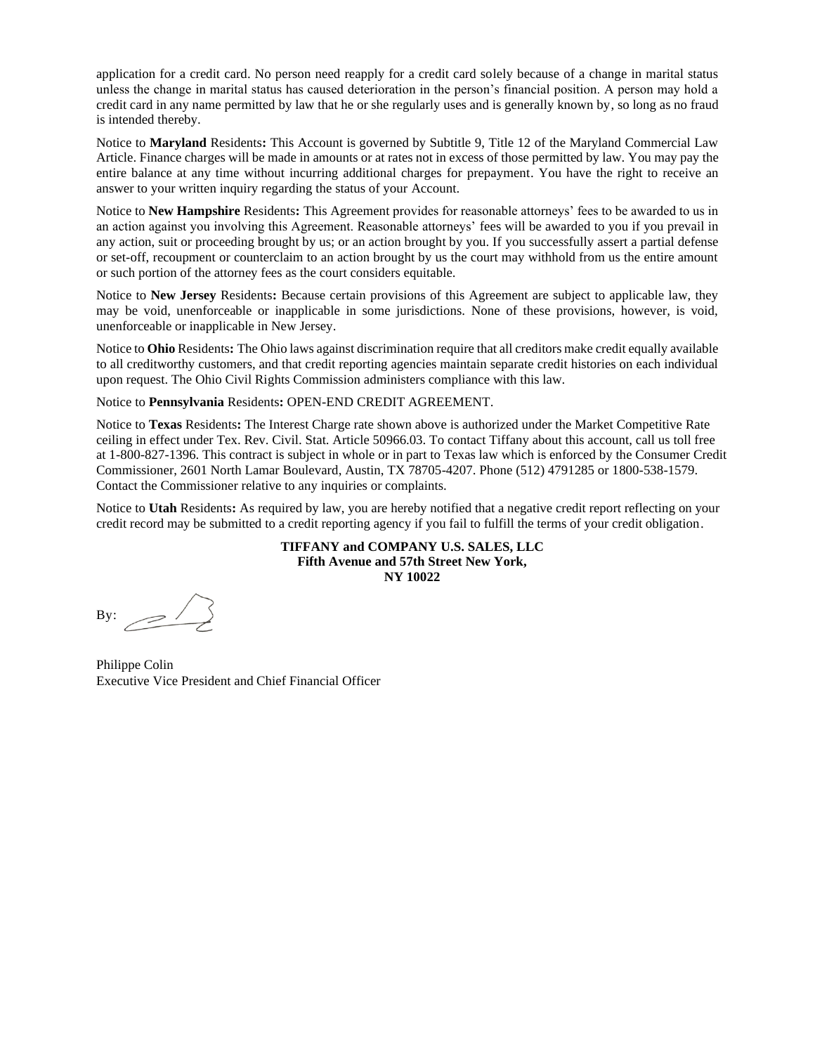application for a credit card. No person need reapply for a credit card solely because of a change in marital status unless the change in marital status has caused deterioration in the person's financial position. A person may hold a credit card in any name permitted by law that he or she regularly uses and is generally known by, so long as no fraud is intended thereby.

Notice to **Maryland** Residents**:** This Account is governed by Subtitle 9, Title 12 of the Maryland Commercial Law Article. Finance charges will be made in amounts or at rates not in excess of those permitted by law. You may pay the entire balance at any time without incurring additional charges for prepayment. You have the right to receive an answer to your written inquiry regarding the status of your Account.

Notice to **New Hampshire** Residents**:** This Agreement provides for reasonable attorneys' fees to be awarded to us in an action against you involving this Agreement. Reasonable attorneys' fees will be awarded to you if you prevail in any action, suit or proceeding brought by us; or an action brought by you. If you successfully assert a partial defense or set-off, recoupment or counterclaim to an action brought by us the court may withhold from us the entire amount or such portion of the attorney fees as the court considers equitable.

Notice to **New Jersey** Residents**:** Because certain provisions of this Agreement are subject to applicable law, they may be void, unenforceable or inapplicable in some jurisdictions. None of these provisions, however, is void, unenforceable or inapplicable in New Jersey.

Notice to **Ohio** Residents**:** The Ohio laws against discrimination require that all creditors make credit equally available to all creditworthy customers, and that credit reporting agencies maintain separate credit histories on each individual upon request. The Ohio Civil Rights Commission administers compliance with this law.

Notice to **Pennsylvania** Residents**:** OPEN-END CREDIT AGREEMENT.

Notice to **Texas** Residents**:** The Interest Charge rate shown above is authorized under the Market Competitive Rate ceiling in effect under Tex. Rev. Civil. Stat. Article 50966.03. To contact Tiffany about this account, call us toll free at 1-800-827-1396. This contract is subject in whole or in part to Texas law which is enforced by the Consumer Credit Commissioner, 2601 North Lamar Boulevard, Austin, TX 78705-4207. Phone (512) 4791285 or 1800-538-1579. Contact the Commissioner relative to any inquiries or complaints.

Notice to **Utah** Residents**:** As required by law, you are hereby notified that a negative credit report reflecting on your credit record may be submitted to a credit reporting agency if you fail to fulfill the terms of your credit obligation.

**TIFFANY and COMPANY U.S. SALES, LLC**
**Fifth Avenue and 57th Street New York,**
**NY 10022**

By:

Philippe Colin
Executive Vice President and Chief Financial Officer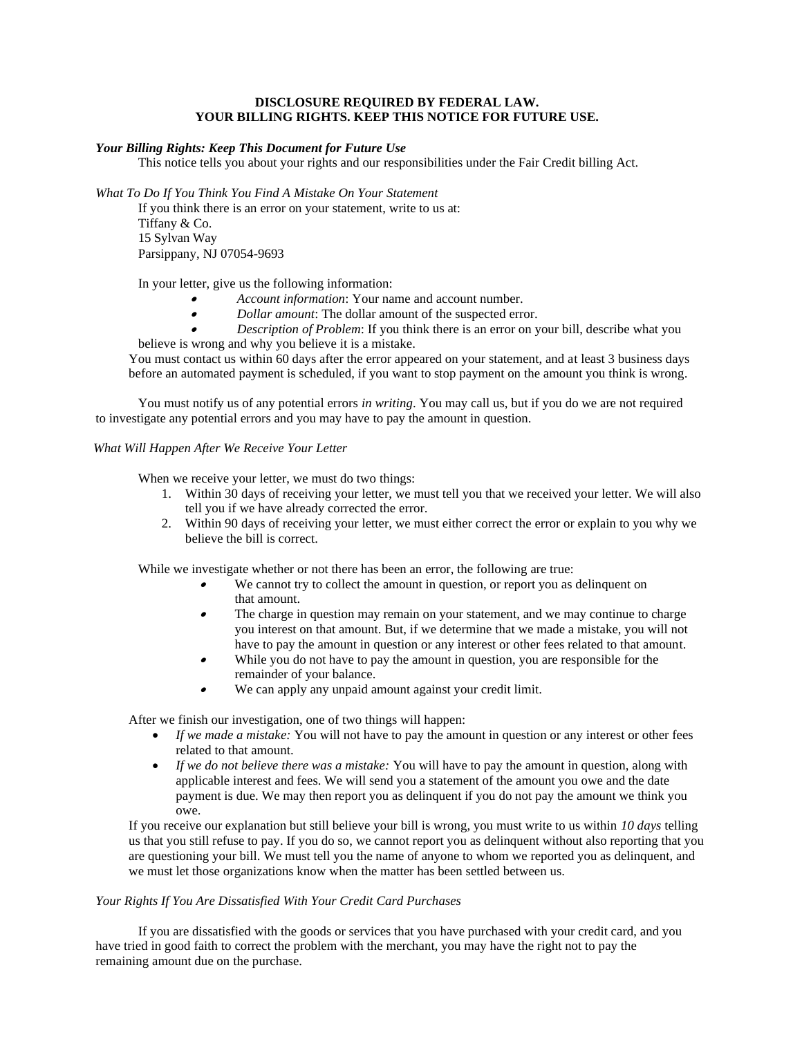**DISCLOSURE REQUIRED BY FEDERAL LAW.**
**YOUR BILLING RIGHTS. KEEP THIS NOTICE FOR FUTURE USE.**

***Your Billing Rights: Keep This Document for Future Use***

This notice tells you about your rights and our responsibilities under the Fair Credit billing Act.

*What To Do If You Think You Find A Mistake On Your Statement*

If you think there is an error on your statement, write to us at:
Tiffany & Co.
15 Sylvan Way
Parsippany, NJ 07054-9693

In your letter, give us the following information:

- *Account information*: Your name and account number.
- *Dollar amount*: The dollar amount of the suspected error.
- *Description of Problem*: If you think there is an error on your bill, describe what you believe is wrong and why you believe it is a mistake.

You must contact us within 60 days after the error appeared on your statement, and at least 3 business days before an automated payment is scheduled, if you want to stop payment on the amount you think is wrong.

You must notify us of any potential errors *in writing*. You may call us, but if you do we are not required to investigate any potential errors and you may have to pay the amount in question.

*What Will Happen After We Receive Your Letter*

When we receive your letter, we must do two things:

1. Within 30 days of receiving your letter, we must tell you that we received your letter. We will also tell you if we have already corrected the error.
2. Within 90 days of receiving your letter, we must either correct the error or explain to you why we believe the bill is correct.

While we investigate whether or not there has been an error, the following are true:

- We cannot try to collect the amount in question, or report you as delinquent on that amount.
- The charge in question may remain on your statement, and we may continue to charge you interest on that amount. But, if we determine that we made a mistake, you will not have to pay the amount in question or any interest or other fees related to that amount.
- While you do not have to pay the amount in question, you are responsible for the remainder of your balance.
- We can apply any unpaid amount against your credit limit.

After we finish our investigation, one of two things will happen:

- *If we made a mistake:* You will not have to pay the amount in question or any interest or other fees related to that amount.
- *If we do not believe there was a mistake:* You will have to pay the amount in question, along with applicable interest and fees. We will send you a statement of the amount you owe and the date payment is due. We may then report you as delinquent if you do not pay the amount we think you owe.

If you receive our explanation but still believe your bill is wrong, you must write to us within *10 days* telling us that you still refuse to pay. If you do so, we cannot report you as delinquent without also reporting that you are questioning your bill. We must tell you the name of anyone to whom we reported you as delinquent, and we must let those organizations know when the matter has been settled between us.

*Your Rights If You Are Dissatisfied With Your Credit Card Purchases*

If you are dissatisfied with the goods or services that you have purchased with your credit card, and you have tried in good faith to correct the problem with the merchant, you may have the right not to pay the remaining amount due on the purchase.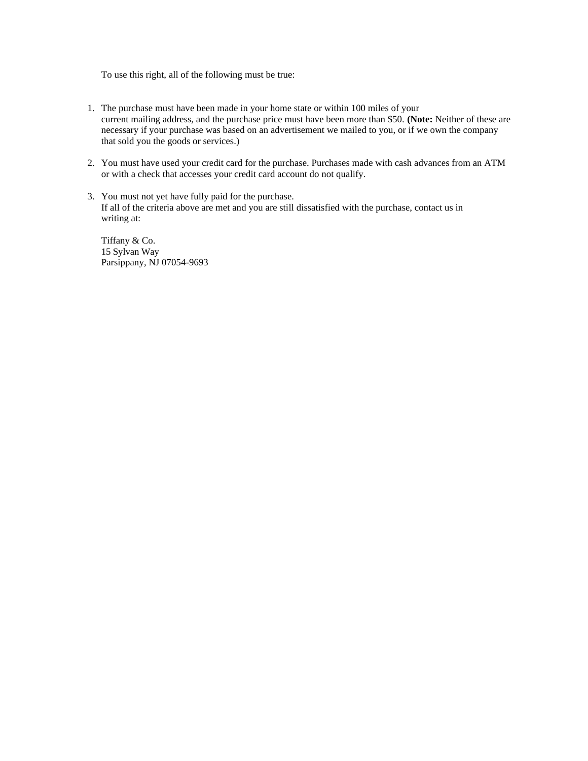To use this right, all of the following must be true:

1. The purchase must have been made in your home state or within 100 miles of your current mailing address, and the purchase price must have been more than $50. **(Note:** Neither of these are necessary if your purchase was based on an advertisement we mailed to you, or if we own the company that sold you the goods or services.)

2. You must have used your credit card for the purchase. Purchases made with cash advances from an ATM or with a check that accesses your credit card account do not qualify.

3. You must not yet have fully paid for the purchase.
   If all of the criteria above are met and you are still dissatisfied with the purchase, contact us in writing at:

   Tiffany & Co.
   15 Sylvan Way
   Parsippany, NJ 07054-9693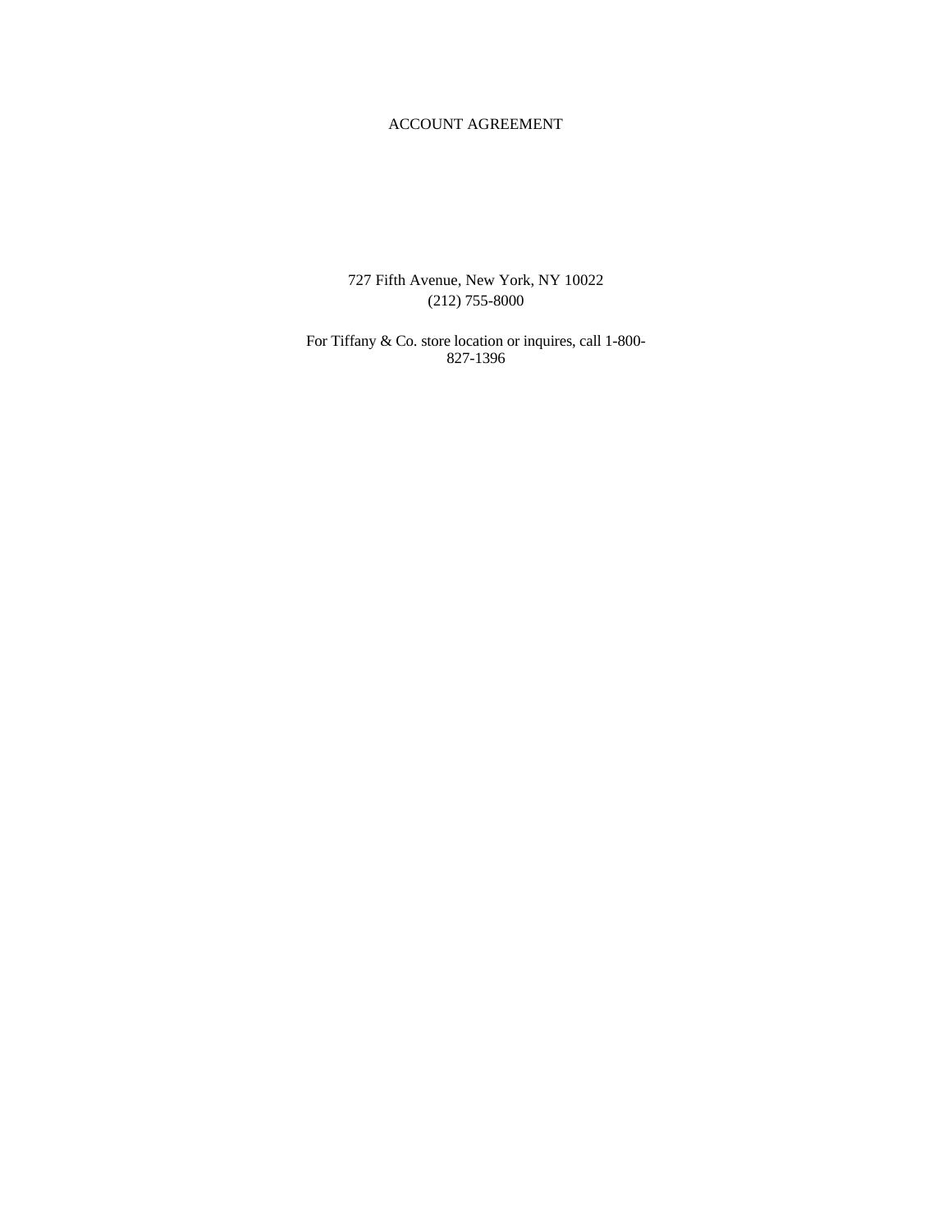ACCOUNT AGREEMENT

727 Fifth Avenue, New York, NY 10022
(212) 755-8000

For Tiffany & Co. store location or inquires, call 1-800-827-1396